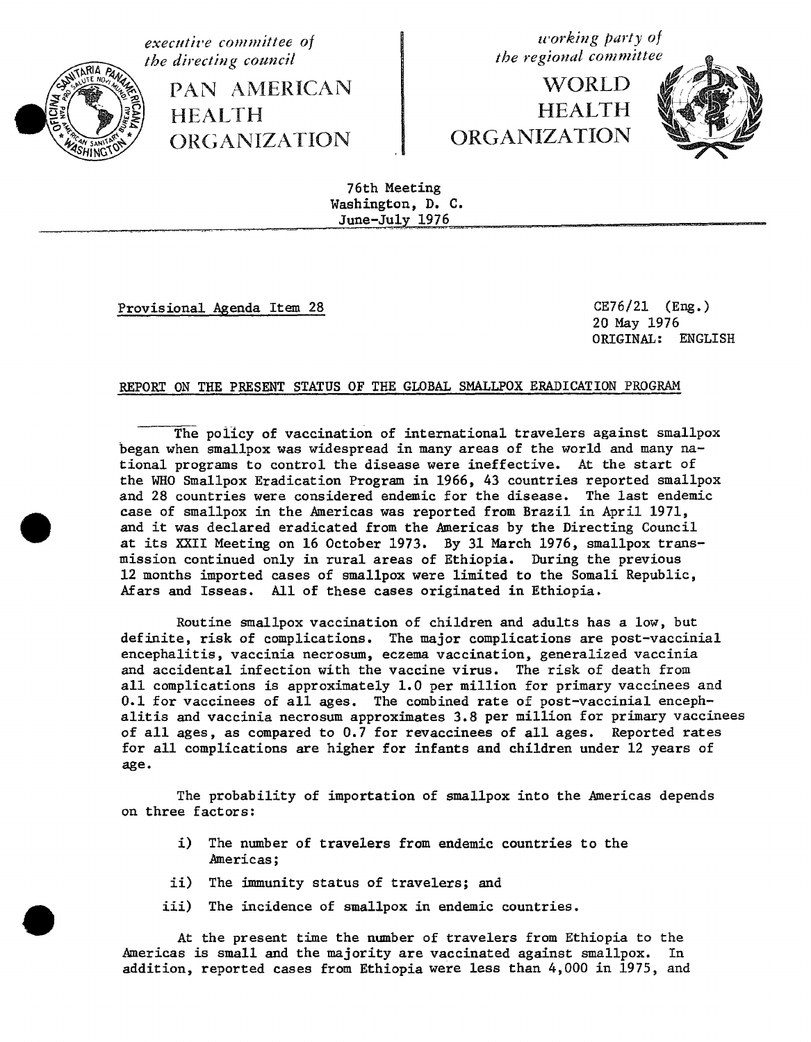*executive committee of the directing council*

PAN AMERICAN HEALTH ORGANIZATION

*working party of the regional committee*

WORLD HEALTH ORGANIZATION

76th Meeting
Washington, D. C.
June-July 1976

Provisional Agenda Item 28

CE76/21 (Eng.)
20 May 1976
ORIGINAL: ENGLISH

## REPORT ON THE PRESENT STATUS OF THE GLOBAL SMALLPOX ERADICATION PROGRAM

The policy of vaccination of international travelers against smallpox began when smallpox was widespread in many areas of the world and many national programs to control the disease were ineffective. At the start of the WHO Smallpox Eradication Program in 1966, 43 countries reported smallpox and 28 countries were considered endemic for the disease. The last endemic case of smallpox in the Americas was reported from Brazil in April 1971, and it was declared eradicated from the Americas by the Directing Council at its XXII Meeting on 16 October 1973. By 31 March 1976, smallpox transmission continued only in rural areas of Ethiopia. During the previous 12 months imported cases of smallpox were limited to the Somali Republic, Afars and Isseas. All of these cases originated in Ethiopia.

Routine smallpox vaccination of children and adults has a low, but definite, risk of complications. The major complications are post-vaccinial encephalitis, vaccinia necrosum, eczema vaccination, generalized vaccinia and accidental infection with the vaccine virus. The risk of death from all complications is approximately 1.0 per million for primary vaccinees and 0.1 for vaccinees of all ages. The combined rate of post-vaccinial encephalitis and vaccinia necrosum approximates 3.8 per million for primary vaccinees of all ages, as compared to 0.7 for revaccinees of all ages. Reported rates for all complications are higher for infants and children under 12 years of age.

The probability of importation of smallpox into the Americas depends on three factors:

i) The number of travelers from endemic countries to the Americas;

ii) The immunity status of travelers; and

iii) The incidence of smallpox in endemic countries.

At the present time the number of travelers from Ethiopia to the Americas is small and the majority are vaccinated against smallpox. In addition, reported cases from Ethiopia were less than 4,000 in 1975, and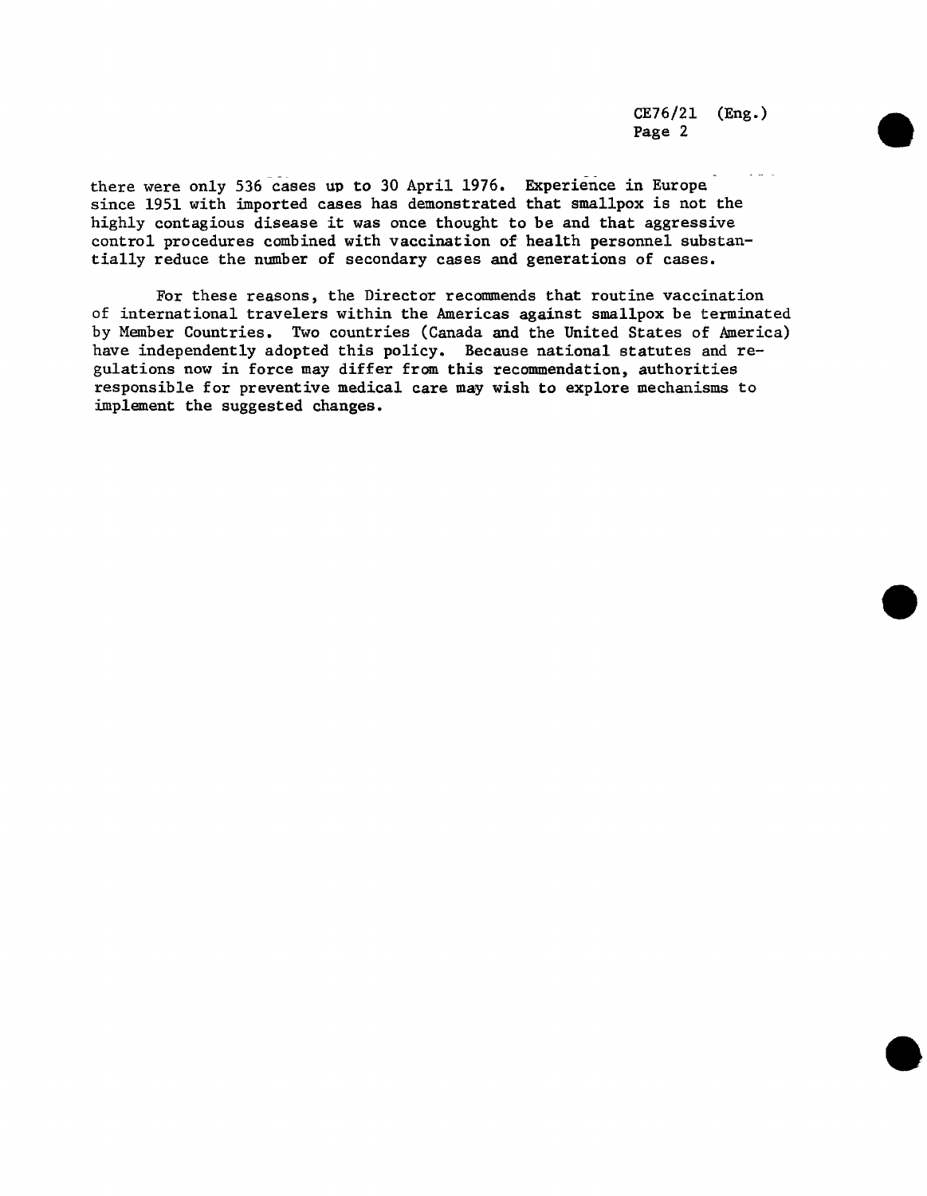there were only 536 cases up to 30 April 1976. Experience in Europe since 1951 with imported cases has demonstrated that smallpox is not the highly contagious disease it was once thought to be and that aggressive control procedures combined with vaccination of health personnel substantially reduce the number of secondary cases and generations of cases.

For these reasons, the Director recommends that routine vaccination of international travelers within the Americas against smallpox be terminated by Member Countries. Two countries (Canada and the United States of America) have independently adopted this policy. Because national statutes and regulations now in force may differ from this recommendation, authorities responsible for preventive medical care may wish to explore mechanisms to implement the suggested changes.